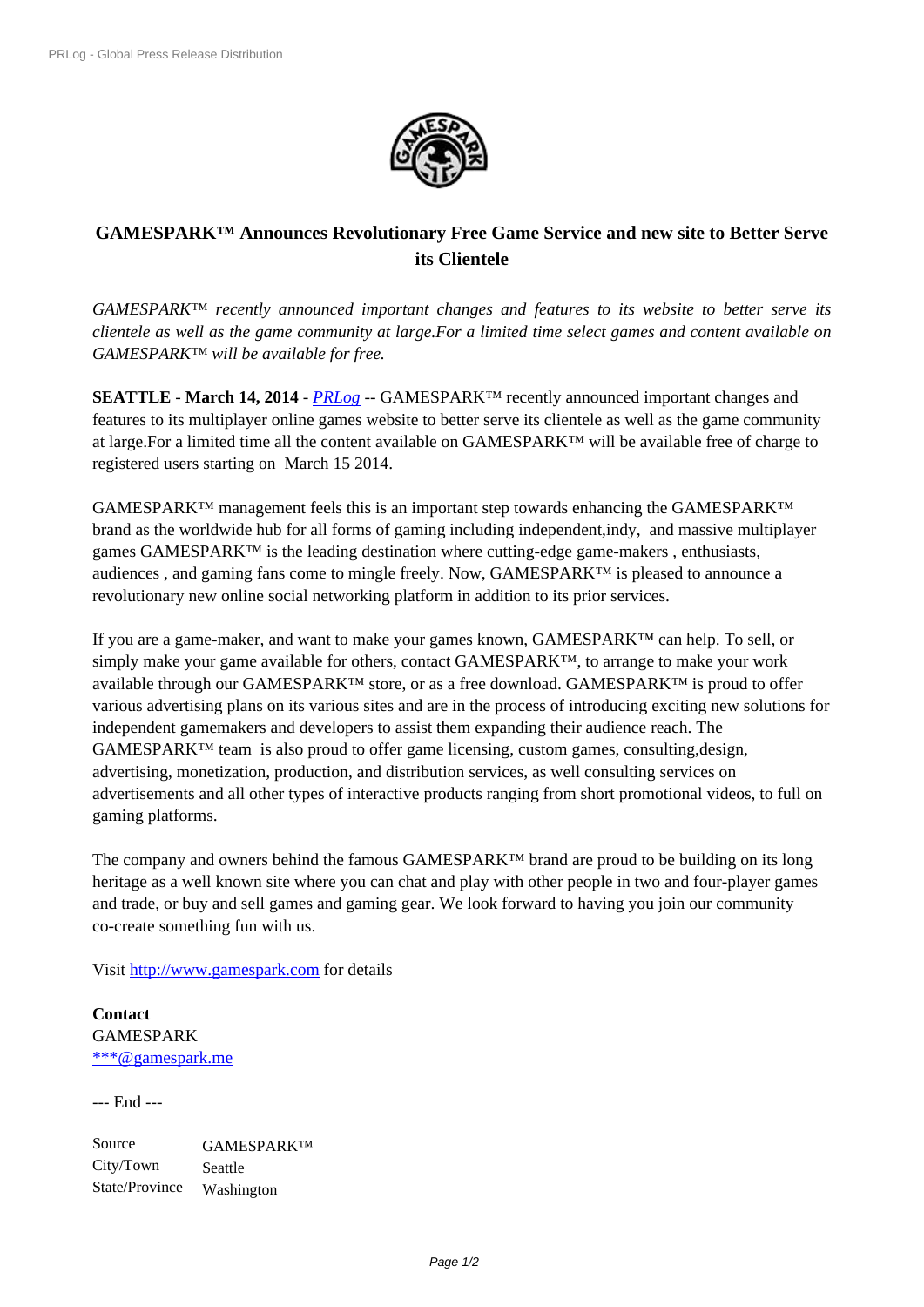# GAMESPARK™ Announces Revolutionary Free Game Service and new site to Better Serve its Clientele

*GAMESPARK™ recently announced important changes and features to its website to better serve its clientele as well as the game community at large.For a limited time select games and content available on GAMESPARK™ will be available for free.*

**SEATTLE** - **March 14, 2014** - *PRLog* -- GAMESPARK™ recently announced important changes and features to its multiplayer online games website to better serve its clientele as well as the game community at large.For a limited time all the content available on GAMESPARK™ will be available free of charge to registered users starting on March 15 2014.

GAMESPARK™ management feels this is an important step towards enhancing the GAMESPARK™ brand as the worldwide hub for all forms of gaming including independent,indy, and massive multiplayer games GAMESPARK™ is the leading destination where cutting-edge game-makers , enthusiasts, audiences , and gaming fans come to mingle freely. Now, GAMESPARK™ is pleased to announce a revolutionary new online social networking platform in addition to its prior services.

If you are a game-maker, and want to make your games known, GAMESPARK™ can help. To sell, or simply make your game available for others, contact GAMESPARK™, to arrange to make your work available through our GAMESPARK™ store, or as a free download. GAMESPARK™ is proud to offer various advertising plans on its various sites and are in the process of introducing exciting new solutions for independent gamemakers and developers to assist them expanding their audience reach. The GAMESPARK™ team is also proud to offer game licensing, custom games, consulting,design, advertising, monetization, production, and distribution services, as well consulting services on advertisements and all other types of interactive products ranging from short promotional videos, to full on gaming platforms.

The company and owners behind the famous GAMESPARK™ brand are proud to be building on its long heritage as a well known site where you can chat and play with other people in two and four-player games and trade, or buy and sell games and gaming gear. We look forward to having you join our community co-create something fun with us.

Visit http://www.gamespark.com for details

**Contact**
GAMESPARK
***@gamespark.me

--- End ---

| Source | GAMESPARK™ |
|---|---|
| City/Town | Seattle |
| State/Province | Washington |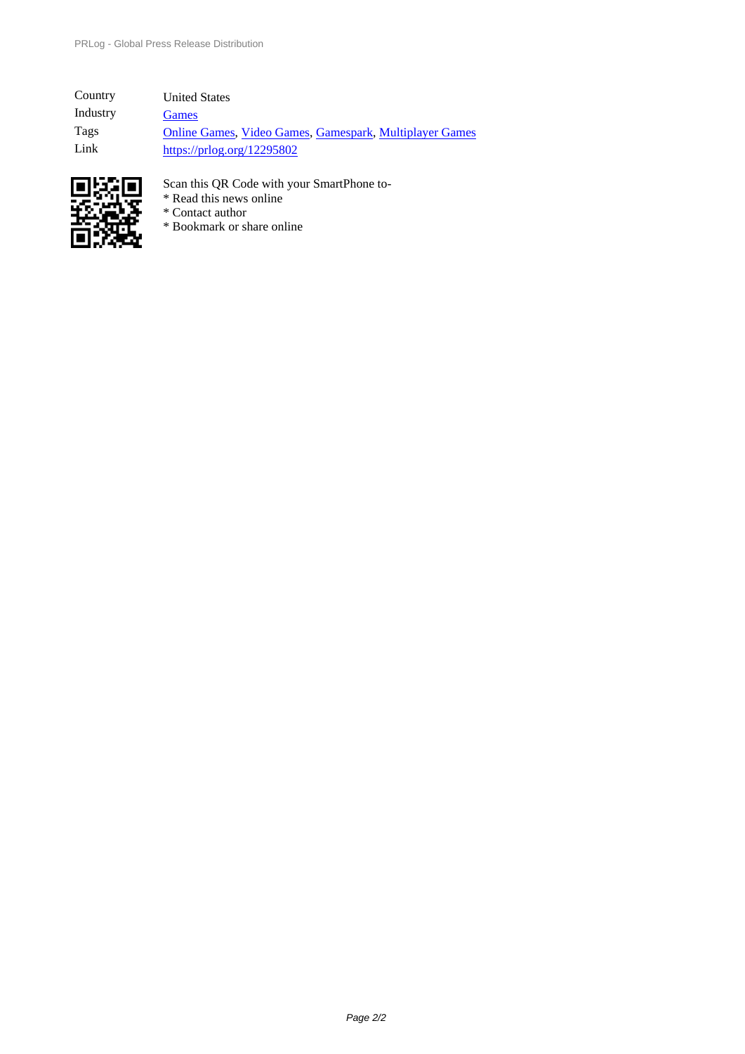| | |
|---|---|
| Country | United States |
| Industry | Games |
| Tags | Online Games, Video Games, Gamespark, Multiplayer Games |
| Link | https://prlog.org/12295802 |

Scan this QR Code with your SmartPhone to-
* Read this news online
* Contact author
* Bookmark or share online